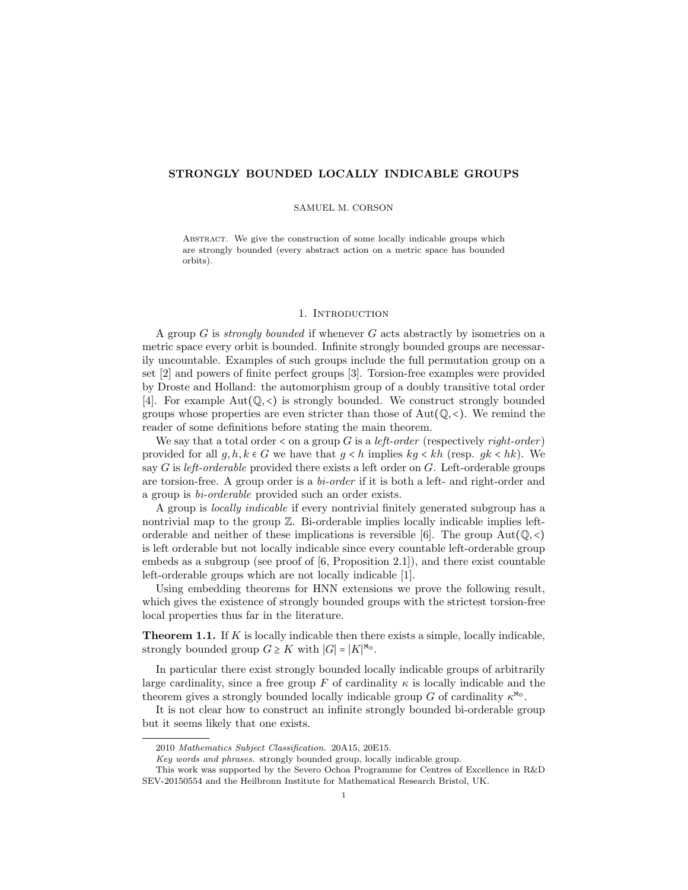# STRONGLY BOUNDED LOCALLY INDICABLE GROUPS

SAMUEL M. CORSON

Abstract. We give the construction of some locally indicable groups which are strongly bounded (every abstract action on a metric space has bounded orbits).

## 1. Introduction

A group $G$ is *strongly bounded* if whenever $G$ acts abstractly by isometries on a metric space every orbit is bounded. Infinite strongly bounded groups are necessarily uncountable. Examples of such groups include the full permutation group on a set [2] and powers of finite perfect groups [3]. Torsion-free examples were provided by Droste and Holland: the automorphism group of a doubly transitive total order [4]. For example $\mathrm{Aut}(\mathbb{Q}, <)$ is strongly bounded. We construct strongly bounded groups whose properties are even stricter than those of $\mathrm{Aut}(\mathbb{Q}, <)$. We remind the reader of some definitions before stating the main theorem.

We say that a total order $<$ on a group $G$ is a *left-order* (respectively *right-order*) provided for all $g, h, k \in G$ we have that $g < h$ implies $kg < kh$ (resp. $gk < hk$). We say $G$ is *left-orderable* provided there exists a left order on $G$. Left-orderable groups are torsion-free. A group order is a *bi-order* if it is both a left- and right-order and a group is *bi-orderable* provided such an order exists.

A group is *locally indicable* if every nontrivial finitely generated subgroup has a nontrivial map to the group $\mathbb{Z}$. Bi-orderable implies locally indicable implies left-orderable and neither of these implications is reversible [6]. The group $\mathrm{Aut}(\mathbb{Q}, <)$ is left orderable but not locally indicable since every countable left-orderable group embeds as a subgroup (see proof of [6, Proposition 2.1]), and there exist countable left-orderable groups which are not locally indicable [1].

Using embedding theorems for HNN extensions we prove the following result, which gives the existence of strongly bounded groups with the strictest torsion-free local properties thus far in the literature.

**Theorem 1.1.** If $K$ is locally indicable then there exists a simple, locally indicable, strongly bounded group $G \geq K$ with $|G| = |K|^{\aleph_0}$.

In particular there exist strongly bounded locally indicable groups of arbitrarily large cardinality, since a free group $F$ of cardinality $\kappa$ is locally indicable and the theorem gives a strongly bounded locally indicable group $G$ of cardinality $\kappa^{\aleph_0}$.

It is not clear how to construct an infinite strongly bounded bi-orderable group but it seems likely that one exists.

---

2010 *Mathematics Subject Classification.* 20A15, 20E15.

*Key words and phrases.* strongly bounded group, locally indicable group.

This work was supported by the Severo Ochoa Programme for Centres of Excellence in R&D SEV-20150554 and the Heilbronn Institute for Mathematical Research Bristol, UK.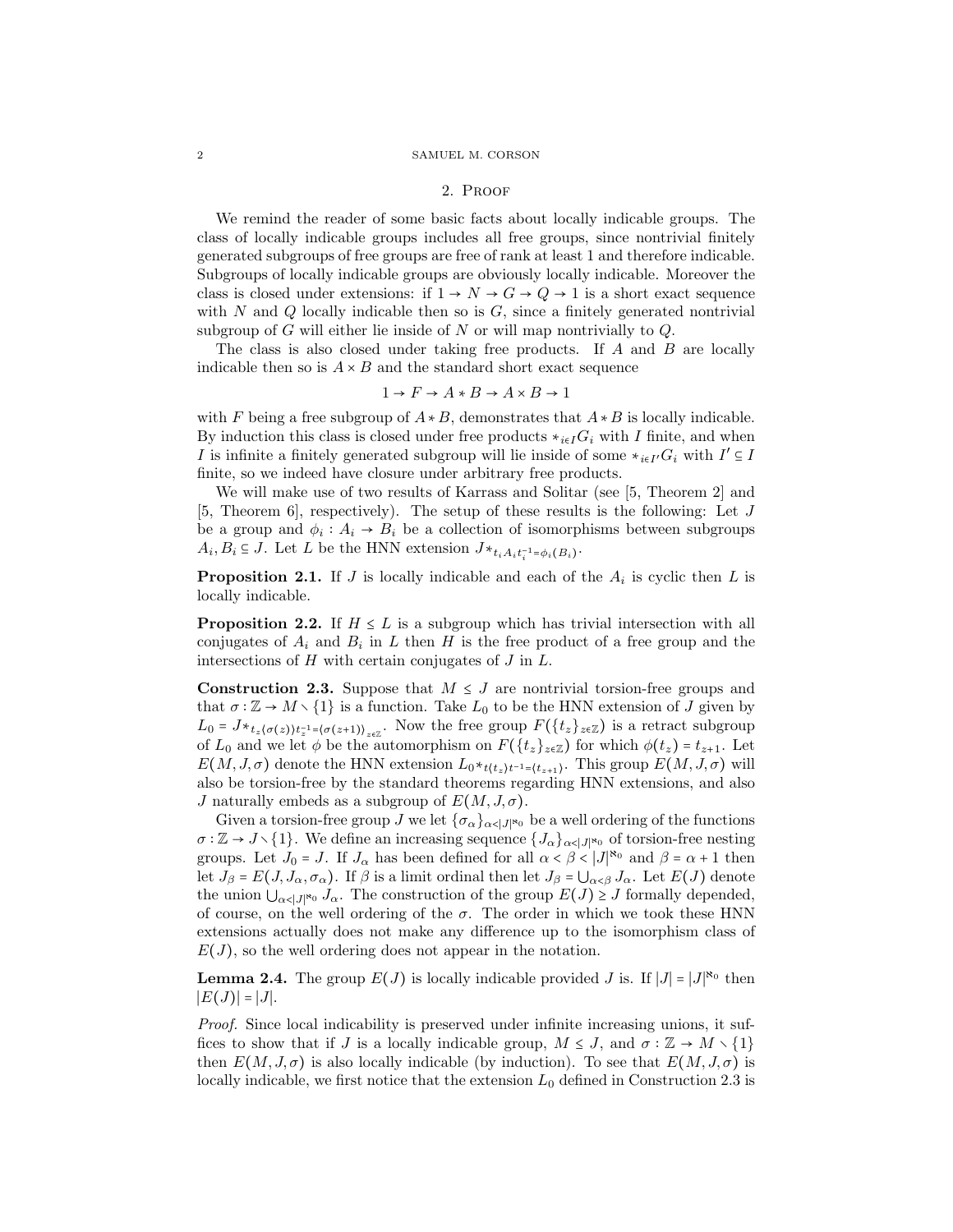## 2. Proof

We remind the reader of some basic facts about locally indicable groups. The class of locally indicable groups includes all free groups, since nontrivial finitely generated subgroups of free groups are free of rank at least 1 and therefore indicable. Subgroups of locally indicable groups are obviously locally indicable. Moreover the class is closed under extensions: if $1 \to N \to G \to Q \to 1$ is a short exact sequence with $N$ and $Q$ locally indicable then so is $G$, since a finitely generated nontrivial subgroup of $G$ will either lie inside of $N$ or will map nontrivially to $Q$.

The class is also closed under taking free products. If $A$ and $B$ are locally indicable then so is $A \times B$ and the standard short exact sequence

$$1 \to F \to A * B \to A \times B \to 1$$

with $F$ being a free subgroup of $A * B$, demonstrates that $A * B$ is locally indicable. By induction this class is closed under free products $*_{i \in I} G_i$ with $I$ finite, and when $I$ is infinite a finitely generated subgroup will lie inside of some $*_{i \in I'} G_i$ with $I' \subseteq I$ finite, so we indeed have closure under arbitrary free products.

We will make use of two results of Karrass and Solitar (see [5, Theorem 2] and [5, Theorem 6], respectively). The setup of these results is the following: Let $J$ be a group and $\phi_i : A_i \to B_i$ be a collection of isomorphisms between subgroups $A_i, B_i \subseteq J$. Let $L$ be the HNN extension $J *_{t_i A_i t_i^{-1} = \phi_i(B_i)}$.

**Proposition 2.1.** *If $J$ is locally indicable and each of the $A_i$ is cyclic then $L$ is locally indicable.*

**Proposition 2.2.** *If $H \le L$ is a subgroup which has trivial intersection with all conjugates of $A_i$ and $B_i$ in $L$ then $H$ is the free product of a free group and the intersections of $H$ with certain conjugates of $J$ in $L$.*

**Construction 2.3.** Suppose that $M \le J$ are nontrivial torsion-free groups and that $\sigma : \mathbb{Z} \to M \setminus \{1\}$ is a function. Take $L_0$ to be the HNN extension of $J$ given by $L_0 = J *_{t_z \langle \sigma(z) \rangle t_z^{-1} = \langle \sigma(z+1) \rangle_{z \in \mathbb{Z}}}$. Now the free group $F(\{t_z\}_{z \in \mathbb{Z}})$ is a retract subgroup of $L_0$ and we let $\phi$ be the automorphism on $F(\{t_z\}_{z \in \mathbb{Z}})$ for which $\phi(t_z) = t_{z+1}$. Let $E(M, J, \sigma)$ denote the HNN extension $L_0 *_{t \langle t_z \rangle t^{-1} = \langle t_{z+1} \rangle}$. This group $E(M, J, \sigma)$ will also be torsion-free by the standard theorems regarding HNN extensions, and also $J$ naturally embeds as a subgroup of $E(M, J, \sigma)$.

Given a torsion-free group $J$ we let $\{\sigma_\alpha\}_{\alpha < |J|^{\aleph_0}}$ be a well ordering of the functions $\sigma : \mathbb{Z} \to J \setminus \{1\}$. We define an increasing sequence $\{J_\alpha\}_{\alpha < |J|^{\aleph_0}}$ of torsion-free nesting groups. Let $J_0 = J$. If $J_\alpha$ has been defined for all $\alpha < \beta < |J|^{\aleph_0}$ and $\beta = \alpha + 1$ then let $J_\beta = E(J, J_\alpha, \sigma_\alpha)$. If $\beta$ is a limit ordinal then let $J_\beta = \bigcup_{\alpha < \beta} J_\alpha$. Let $E(J)$ denote the union $\bigcup_{\alpha < |J|^{\aleph_0}} J_\alpha$. The construction of the group $E(J) \ge J$ formally depended, of course, on the well ordering of the $\sigma$. The order in which we took these HNN extensions actually does not make any difference up to the isomorphism class of $E(J)$, so the well ordering does not appear in the notation.

**Lemma 2.4.** *The group $E(J)$ is locally indicable provided $J$ is. If $|J| = |J|^{\aleph_0}$ then $|E(J)| = |J|$.*

*Proof.* Since local indicability is preserved under infinite increasing unions, it suffices to show that if $J$ is a locally indicable group, $M \le J$, and $\sigma : \mathbb{Z} \to M \setminus \{1\}$ then $E(M, J, \sigma)$ is also locally indicable (by induction). To see that $E(M, J, \sigma)$ is locally indicable, we first notice that the extension $L_0$ defined in Construction 2.3 is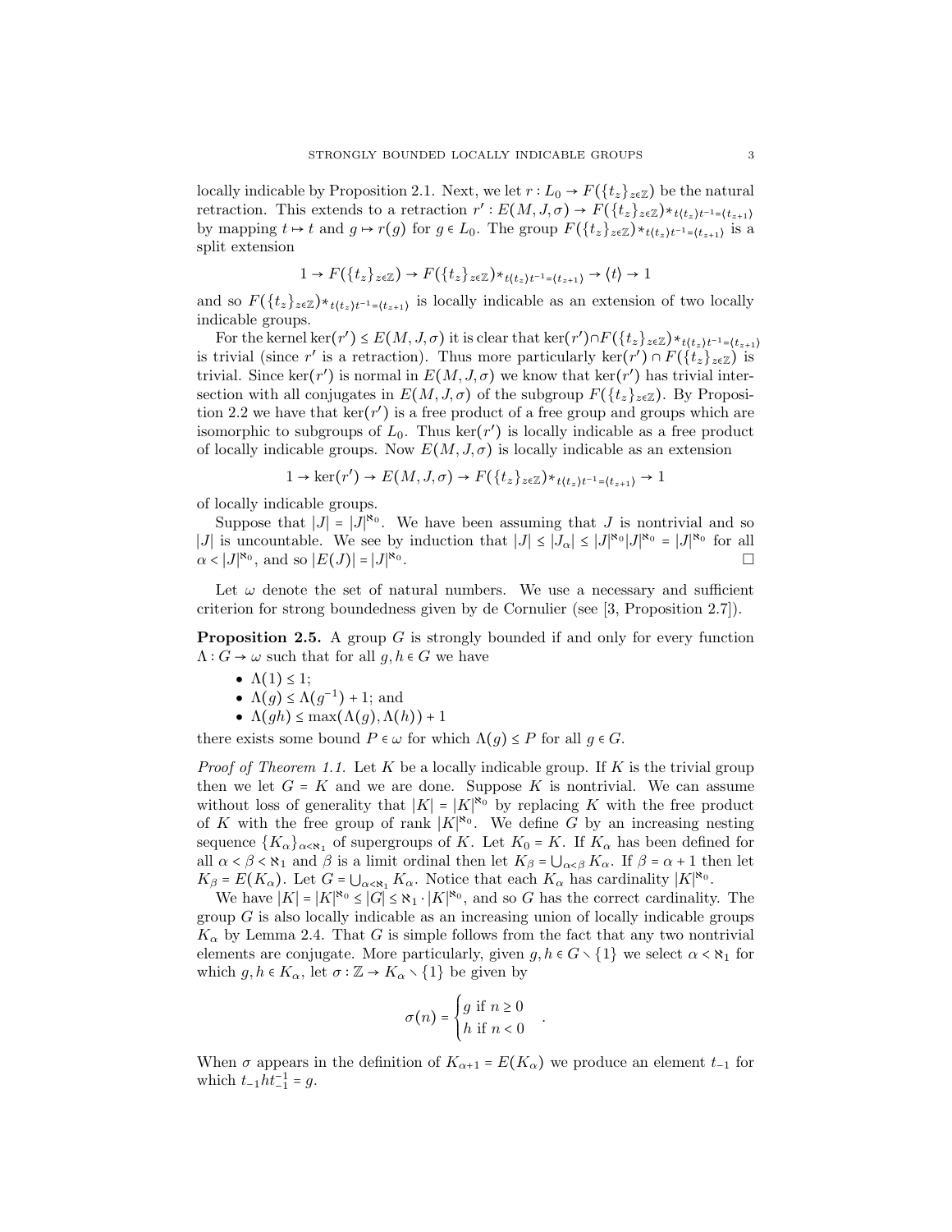locally indicable by Proposition 2.1. Next, we let $r: L_0 \to F(\{t_z\}_{z\in\mathbb{Z}})$ be the natural retraction. This extends to a retraction $r': E(M, J, \sigma) \to F(\{t_z\}_{z\in\mathbb{Z}}) *_{t\langle t_z\rangle t^{-1} = \langle t_{z+1}\rangle}$ by mapping $t \mapsto t$ and $g \mapsto r(g)$ for $g \in L_0$. The group $F(\{t_z\}_{z\in\mathbb{Z}}) *_{t\langle t_z\rangle t^{-1} = \langle t_{z+1}\rangle}$ is a split extension

$$1 \to F(\{t_z\}_{z\in\mathbb{Z}}) \to F(\{t_z\}_{z\in\mathbb{Z}}) *_{t\langle t_z\rangle t^{-1} = \langle t_{z+1}\rangle} \to \langle t\rangle \to 1$$

and so $F(\{t_z\}_{z\in\mathbb{Z}}) *_{t\langle t_z\rangle t^{-1} = \langle t_{z+1}\rangle}$ is locally indicable as an extension of two locally indicable groups.

For the kernel $\ker(r') \le E(M, J, \sigma)$ it is clear that $\ker(r') \cap F(\{t_z\}_{z\in\mathbb{Z}}) *_{t\langle t_z\rangle t^{-1} = \langle t_{z+1}\rangle}$ is trivial (since $r'$ is a retraction). Thus more particularly $\ker(r') \cap F(\{t_z\}_{z\in\mathbb{Z}})$ is trivial. Since $\ker(r')$ is normal in $E(M, J, \sigma)$ we know that $\ker(r')$ has trivial intersection with all conjugates in $E(M, J, \sigma)$ of the subgroup $F(\{t_z\}_{z\in\mathbb{Z}})$. By Proposition 2.2 we have that $\ker(r')$ is a free product of a free group and groups which are isomorphic to subgroups of $L_0$. Thus $\ker(r')$ is locally indicable as a free product of locally indicable groups. Now $E(M, J, \sigma)$ is locally indicable as an extension

$$1 \to \ker(r') \to E(M, J, \sigma) \to F(\{t_z\}_{z\in\mathbb{Z}}) *_{t\langle t_z\rangle t^{-1} = \langle t_{z+1}\rangle} \to 1$$

of locally indicable groups.

Suppose that $|J| = |J|^{\aleph_0}$. We have been assuming that $J$ is nontrivial and so $|J|$ is uncountable. We see by induction that $|J| \le |J_\alpha| \le |J|^{\aleph_0}|J|^{\aleph_0} = |J|^{\aleph_0}$ for all $\alpha < |J|^{\aleph_0}$, and so $|E(J)| = |J|^{\aleph_0}$. $\square$

Let $\omega$ denote the set of natural numbers. We use a necessary and sufficient criterion for strong boundedness given by de Cornulier (see [3, Proposition 2.7]).

**Proposition 2.5.** A group $G$ is strongly bounded if and only for every function $\Lambda: G \to \omega$ such that for all $g, h \in G$ we have

- $\Lambda(1) \le 1$;
- $\Lambda(g) \le \Lambda(g^{-1}) + 1$; and
- $\Lambda(gh) \le \max(\Lambda(g), \Lambda(h)) + 1$

there exists some bound $P \in \omega$ for which $\Lambda(g) \le P$ for all $g \in G$.

*Proof of Theorem 1.1.* Let $K$ be a locally indicable group. If $K$ is the trivial group then we let $G = K$ and we are done. Suppose $K$ is nontrivial. We can assume without loss of generality that $|K| = |K|^{\aleph_0}$ by replacing $K$ with the free product of $K$ with the free group of rank $|K|^{\aleph_0}$. We define $G$ by an increasing nesting sequence $\{K_\alpha\}_{\alpha<\aleph_1}$ of supergroups of $K$. Let $K_0 = K$. If $K_\alpha$ has been defined for all $\alpha < \beta < \aleph_1$ and $\beta$ is a limit ordinal then let $K_\beta = \bigcup_{\alpha<\beta} K_\alpha$. If $\beta = \alpha + 1$ then let $K_\beta = E(K_\alpha)$. Let $G = \bigcup_{\alpha<\aleph_1} K_\alpha$. Notice that each $K_\alpha$ has cardinality $|K|^{\aleph_0}$.

We have $|K| = |K|^{\aleph_0} \le |G| \le \aleph_1 \cdot |K|^{\aleph_0}$, and so $G$ has the correct cardinality. The group $G$ is also locally indicable as an increasing union of locally indicable groups $K_\alpha$ by Lemma 2.4. That $G$ is simple follows from the fact that any two nontrivial elements are conjugate. More particularly, given $g, h \in G \setminus \{1\}$ we select $\alpha < \aleph_1$ for which $g, h \in K_\alpha$, let $\sigma: \mathbb{Z} \to K_\alpha \setminus \{1\}$ be given by

$$\sigma(n) = \begin{cases} g \text{ if } n \ge 0 \\ h \text{ if } n < 0 \end{cases}.$$

When $\sigma$ appears in the definition of $K_{\alpha+1} = E(K_\alpha)$ we produce an element $t_{-1}$ for which $t_{-1}ht_{-1}^{-1} = g$.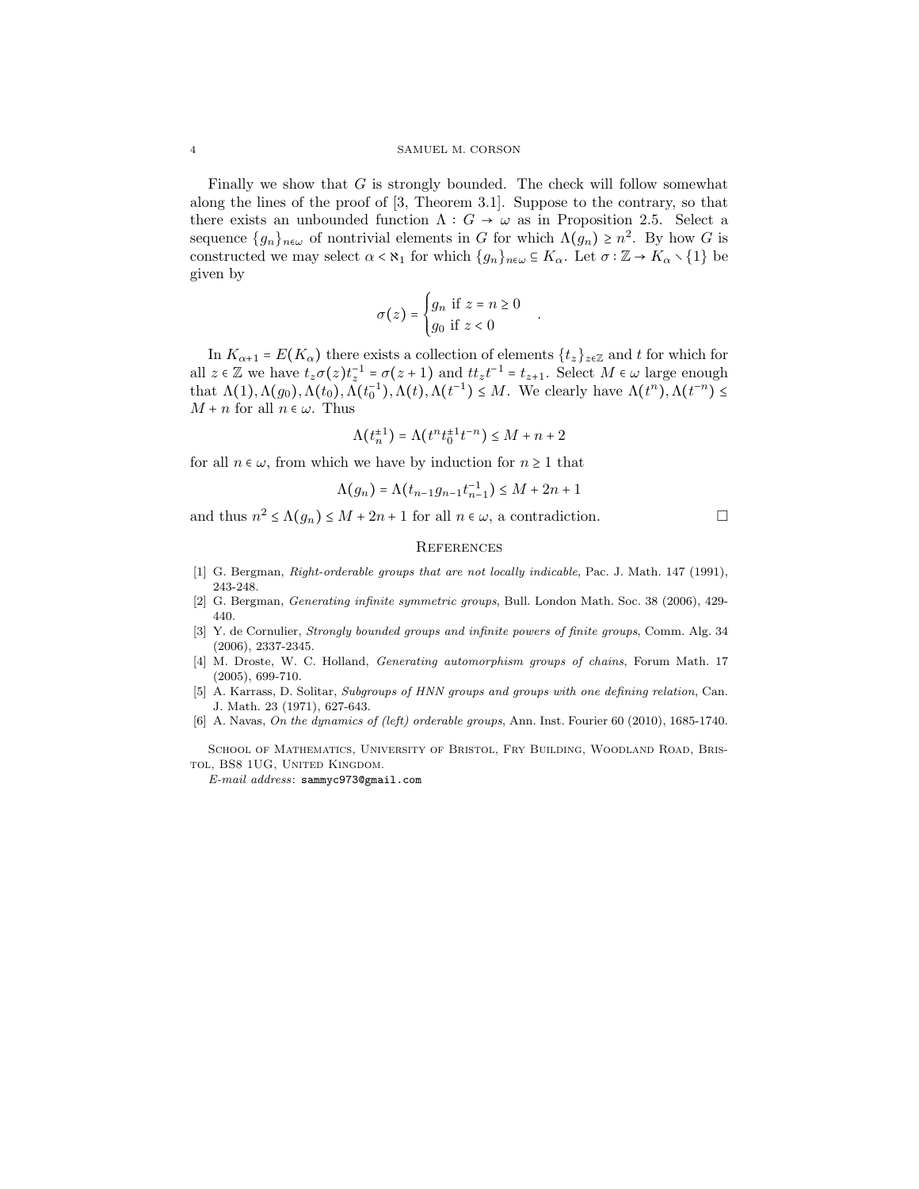Finally we show that $G$ is strongly bounded. The check will follow somewhat along the lines of the proof of [3, Theorem 3.1]. Suppose to the contrary, so that there exists an unbounded function $\Lambda : G \to \omega$ as in Proposition 2.5. Select a sequence $\{g_n\}_{n\in\omega}$ of nontrivial elements in $G$ for which $\Lambda(g_n) \geq n^2$. By how $G$ is constructed we may select $\alpha < \aleph_1$ for which $\{g_n\}_{n\in\omega} \subseteq K_\alpha$. Let $\sigma : \mathbb{Z} \to K_\alpha \setminus \{1\}$ be given by

$$\sigma(z) = \begin{cases} g_n \text{ if } z = n \geq 0 \\ g_0 \text{ if } z < 0 \end{cases}.$$

In $K_{\alpha+1} = E(K_\alpha)$ there exists a collection of elements $\{t_z\}_{z\in\mathbb{Z}}$ and $t$ for which for all $z \in \mathbb{Z}$ we have $t_z\sigma(z)t_z^{-1} = \sigma(z+1)$ and $tt_zt^{-1} = t_{z+1}$. Select $M \in \omega$ large enough that $\Lambda(1), \Lambda(g_0), \Lambda(t_0), \Lambda(t_0^{-1}), \Lambda(t), \Lambda(t^{-1}) \leq M$. We clearly have $\Lambda(t^n), \Lambda(t^{-n}) \leq M + n$ for all $n \in \omega$. Thus

$$\Lambda(t_n^{\pm 1}) = \Lambda(t^n t_0^{\pm 1} t^{-n}) \leq M + n + 2$$

for all $n \in \omega$, from which we have by induction for $n \geq 1$ that

$$\Lambda(g_n) = \Lambda(t_{n-1}g_{n-1}t_{n-1}^{-1}) \leq M + 2n + 1$$

and thus $n^2 \leq \Lambda(g_n) \leq M + 2n + 1$ for all $n \in \omega$, a contradiction. □

## References

[1] G. Bergman, *Right-orderable groups that are not locally indicable*, Pac. J. Math. 147 (1991), 243-248.

[2] G. Bergman, *Generating infinite symmetric groups*, Bull. London Math. Soc. 38 (2006), 429-440.

[3] Y. de Cornulier, *Strongly bounded groups and infinite powers of finite groups*, Comm. Alg. 34 (2006), 2337-2345.

[4] M. Droste, W. C. Holland, *Generating automorphism groups of chains*, Forum Math. 17 (2005), 699-710.

[5] A. Karrass, D. Solitar, *Subgroups of HNN groups and groups with one defining relation*, Can. J. Math. 23 (1971), 627-643.

[6] A. Navas, *On the dynamics of (left) orderable groups*, Ann. Inst. Fourier 60 (2010), 1685-1740.

School of Mathematics, University of Bristol, Fry Building, Woodland Road, Bristol, BS8 1UG, United Kingdom.

*E-mail address*: sammyc973@gmail.com